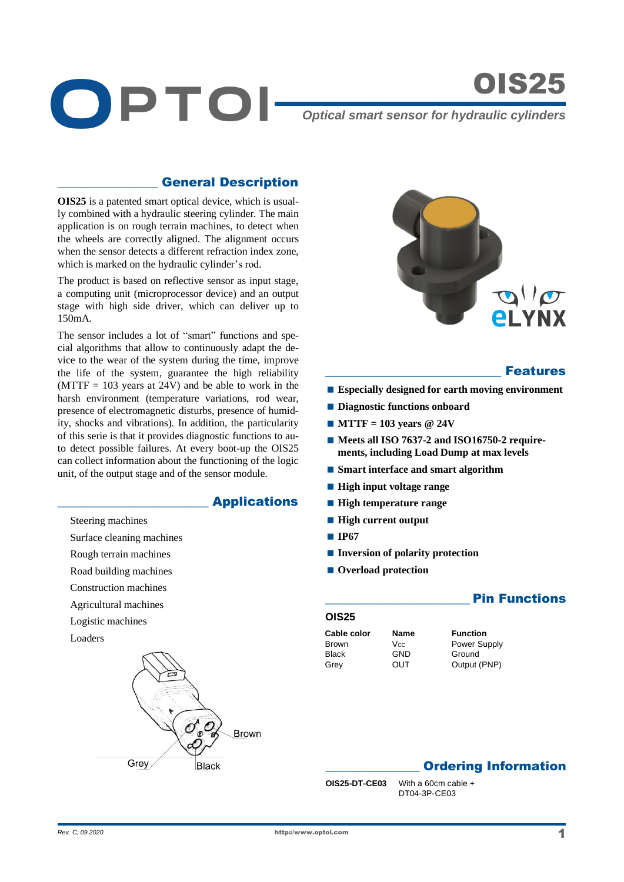# OIS25

*Optical smart sensor for hydraulic cylinders*

## General Description

**OIS25** is a patented smart optical device, which is usually combined with a hydraulic steering cylinder. The main application is on rough terrain machines, to detect when the wheels are correctly aligned. The alignment occurs when the sensor detects a different refraction index zone, which is marked on the hydraulic cylinder's rod.

The product is based on reflective sensor as input stage, a computing unit (microprocessor device) and an output stage with high side driver, which can deliver up to 150mA.

The sensor includes a lot of "smart" functions and special algorithms that allow to continuously adapt the device to the wear of the system during the time, improve the life of the system, guarantee the high reliability (MTTF = 103 years at 24V) and be able to work in the harsh environment (temperature variations, rod wear, presence of electromagnetic disturbs, presence of humidity, shocks and vibrations). In addition, the particularity of this serie is that it provides diagnostic functions to auto detect possible failures. At every boot-up the OIS25 can collect information about the functioning of the logic unit, of the output stage and of the sensor module.

## Applications

- Steering machines
- Surface cleaning machines
- Rough terrain machines
- Road building machines
- Construction machines
- Agricultural machines
- Logistic machines
- Loaders

Brown

Grey

Black

## Features

- **Especially designed for earth moving environment**
- **Diagnostic functions onboard**
- **MTTF = 103 years @ 24V**
- **Meets all ISO 7637-2 and ISO16750-2 requirements, including Load Dump at max levels**
- **Smart interface and smart algorithm**
- **High input voltage range**
- **High temperature range**
- **High current output**
- **IP67**
- **Inversion of polarity protection**
- **Overload protection**

## Pin Functions

### OIS25

| Cable color | Name | Function |
|---|---|---|
| Brown | $V_{CC}$ | Power Supply |
| Black | GND | Ground |
| Grey | OUT | Output (PNP) |

## Ordering Information

| | |
|---|---|
| **OIS25-DT-CE03** | With a 60cm cable + DT04-3P-CE03 |

*Rev. C; 09.2020*

http://www.optoi.com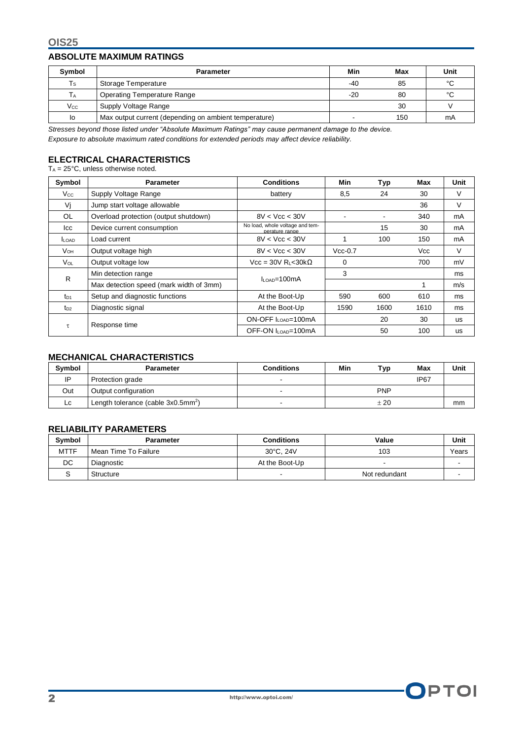## ABSOLUTE MAXIMUM RATINGS

| Symbol | Parameter | Min | Max | Unit |
|---|---|---|---|---|
| $T_S$ | Storage Temperature | -40 | 85 | °C |
| $T_A$ | Operating Temperature Range | -20 | 80 | °C |
| $V_{CC}$ | Supply Voltage Range | | 30 | V |
| Io | Max output current (depending on ambient temperature) | - | 150 | mA |

*Stresses beyond those listed under "Absolute Maximum Ratings" may cause permanent damage to the device.*
*Exposure to absolute maximum rated conditions for extended periods may affect device reliability.*

## ELECTRICAL CHARACTERISTICS

$T_A$ = 25°C, unless otherwise noted.

| Symbol | Parameter | Conditions | Min | Typ | Max | Unit |
|---|---|---|---|---|---|---|
| $V_{CC}$ | Supply Voltage Range | battery | 8,5 | 24 | 30 | V |
| Vj | Jump start voltage allowable | | | | 36 | V |
| OL | Overload protection (output shutdown) | 8V < Vcc < 30V | - | - | 340 | mA |
| Icc | Device current consumption | No load, whole voltage and temperature range | | 15 | 30 | mA |
| $I_{LOAD}$ | Load current | 8V < Vcc < 30V | 1 | 100 | 150 | mA |
| $V_{OH}$ | Output voltage high | 8V < Vcc < 30V | Vcc-0.7 | | Vcc | V |
| $V_{OL}$ | Output voltage low | Vcc = 30V $R_L$<30kΩ | 0 | | 700 | mV |
| R | Min detection range | $I_{LOAD}$=100mA | 3 | | | ms |
| | Max detection speed (mark width of 3mm) | | | | 1 | m/s |
| $t_{D1}$ | Setup and diagnostic functions | At the Boot-Up | 590 | 600 | 610 | ms |
| $t_{D2}$ | Diagnostic signal | At the Boot-Up | 1590 | 1600 | 1610 | ms |
| τ | Response time | ON-OFF $I_{LOAD}$=100mA | | 20 | 30 | us |
| | | OFF-ON $I_{LOAD}$=100mA | | 50 | 100 | us |

## MECHANICAL CHARACTERISTICS

| Symbol | Parameter | Conditions | Min | Typ | Max | Unit |
|---|---|---|---|---|---|---|
| IP | Protection grade | - | | | IP67 | |
| Out | Output configuration | - | | PNP | | |
| Lc | Length tolerance (cable 3x0.5mm$^2$) | - | | ± 20 | | mm |

## RELIABILITY PARAMETERS

| Symbol | Parameter | Conditions | Value | Unit |
|---|---|---|---|---|
| MTTF | Mean Time To Failure | 30°C, 24V | 103 | Years |
| DC | Diagnostic | At the Boot-Up | - | - |
| S | Structure | - | Not redundant | - |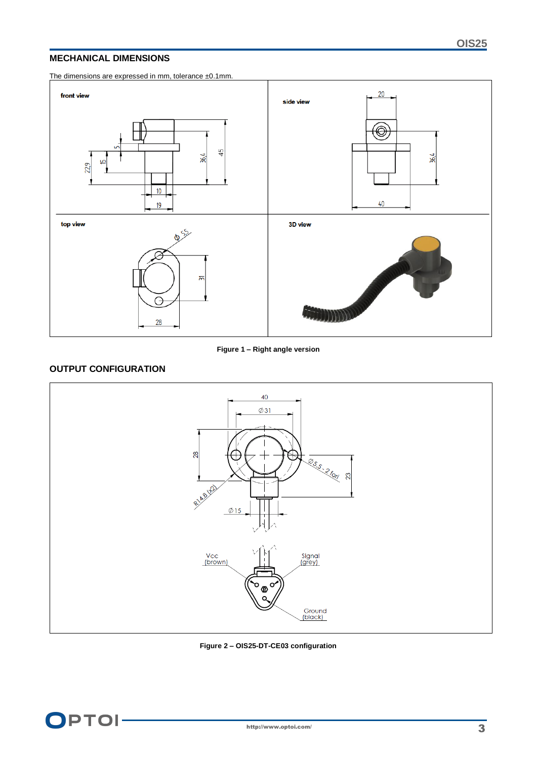## MECHANICAL DIMENSIONS

The dimensions are expressed in mm, tolerance ±0.1mm.

Figure 1 – Right angle version

## OUTPUT CONFIGURATION

Figure 2 – OIS25-DT-CE03 configuration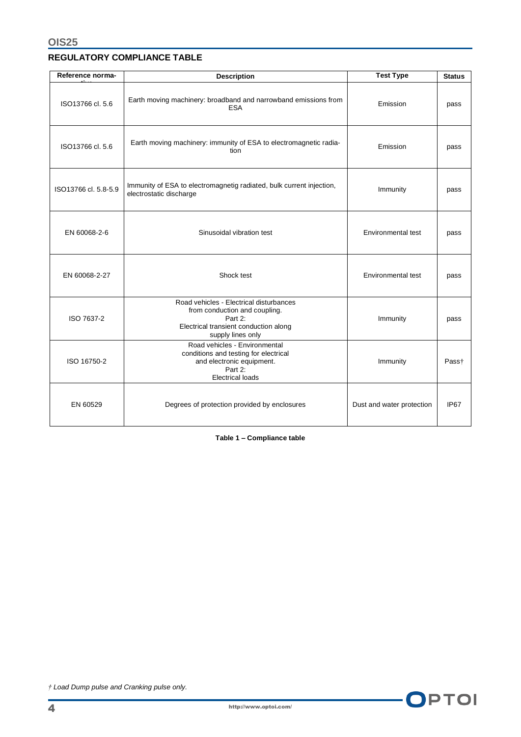## REGULATORY COMPLIANCE TABLE

| Reference normative | Description | Test Type | Status |
|---|---|---|---|
| ISO13766 cl. 5.6 | Earth moving machinery: broadband and narrowband emissions from ESA | Emission | pass |
| ISO13766 cl. 5.6 | Earth moving machinery: immunity of ESA to electromagnetic radiation | Emission | pass |
| ISO13766 cl. 5.8-5.9 | Immunity of ESA to electromagnetig radiated, bulk current injection, electrostatic discharge | Immunity | pass |
| EN 60068-2-6 | Sinusoidal vibration test | Environmental test | pass |
| EN 60068-2-27 | Shock test | Environmental test | pass |
| ISO 7637-2 | Road vehicles - Electrical disturbances from conduction and coupling. Part 2: Electrical transient conduction along supply lines only | Immunity | pass |
| ISO 16750-2 | Road vehicles - Environmental conditions and testing for electrical and electronic equipment. Part 2: Electrical loads | Immunity | Pass† |
| EN 60529 | Degrees of protection provided by enclosures | Dust and water protection | IP67 |

**Table 1 – Compliance table**

*† Load Dump pulse and Cranking pulse only.*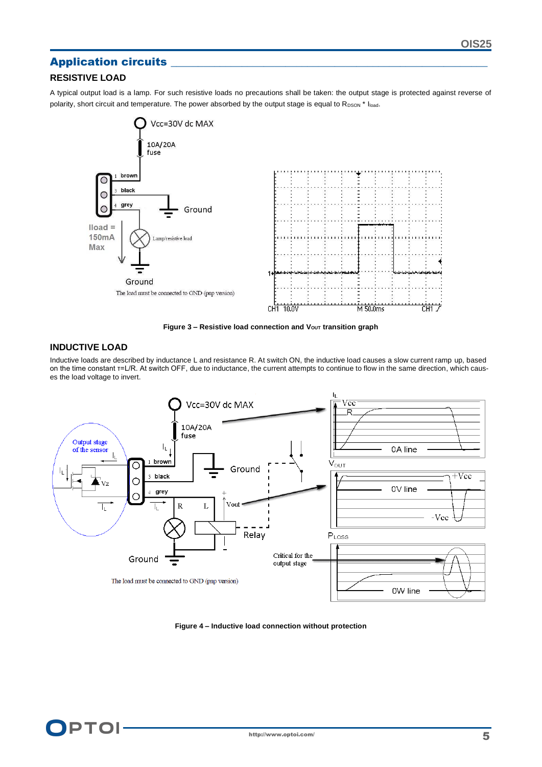## Application circuits

### RESISTIVE LOAD

A typical output load is a lamp. For such resistive loads no precautions shall be taken: the output stage is protected against reverse of polarity, short circuit and temperature. The power absorbed by the output stage is equal to $R_{DSON}$ * $I_{load}$.

**Figure 3 – Resistive load connection and $V_{OUT}$ transition graph**

### INDUCTIVE LOAD

Inductive loads are described by inductance L and resistance R. At switch ON, the inductive load causes a slow current ramp up, based on the time constant τ=L/R. At switch OFF, due to inductance, the current attempts to continue to flow in the same direction, which causes the load voltage to invert.

**Figure 4 – Inductive load connection without protection**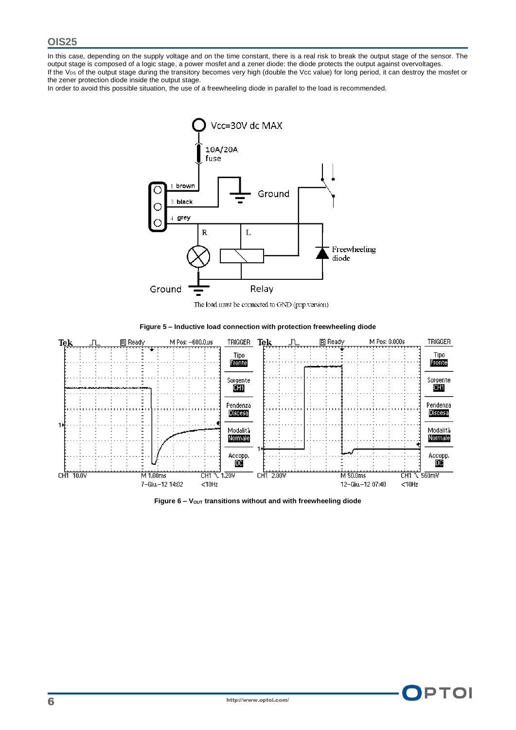In this case, depending on the supply voltage and on the time constant, there is a real risk to break the output stage of the sensor. The output stage is composed of a logic stage, a power mosfet and a zener diode: the diode protects the output against overvoltages.
If the $V_{DS}$ of the output stage during the transitory becomes very high (double the Vcc value) for long period, it can destroy the mosfet or the zener protection diode inside the output stage.
In order to avoid this possible situation, the use of a freewheeling diode in parallel to the load is recommended.

Vcc=30V dc MAX

10A/20A fuse

1 brown
3 black
4 grey

Ground

R L

Freewheeling diode

Ground Relay

The load must be connected to GND (pnp version)

**Figure 5 – Inductive load connection with protection freewheeling diode**

**Figure 6 – $V_{OUT}$ transitions without and with freewheeling diode**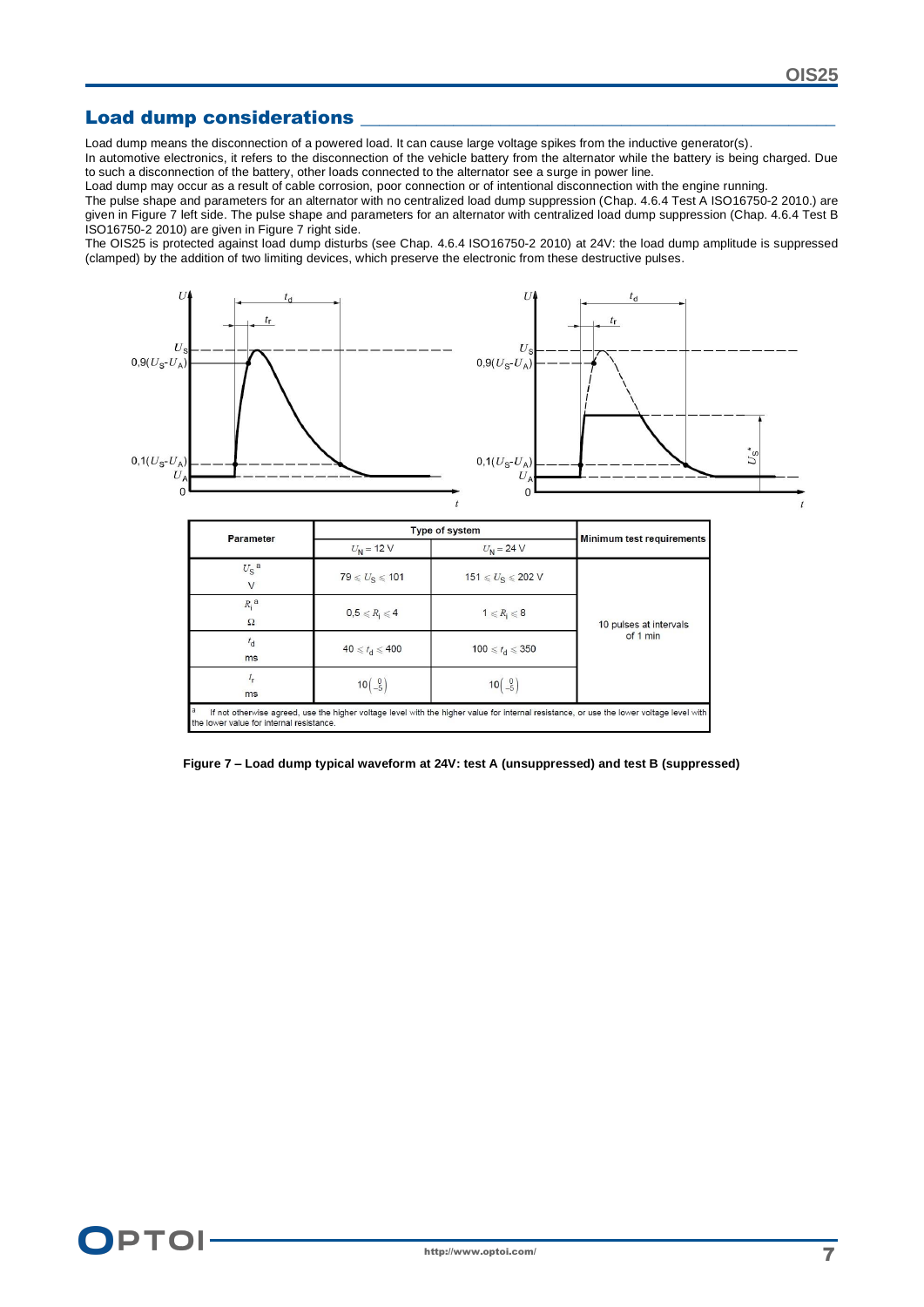## Load dump considerations

Load dump means the disconnection of a powered load. It can cause large voltage spikes from the inductive generator(s).
In automotive electronics, it refers to the disconnection of the vehicle battery from the alternator while the battery is being charged. Due to such a disconnection of the battery, other loads connected to the alternator see a surge in power line.
Load dump may occur as a result of cable corrosion, poor connection or of intentional disconnection with the engine running.
The pulse shape and parameters for an alternator with no centralized load dump suppression (Chap. 4.6.4 Test A ISO16750-2 2010.) are given in Figure 7 left side. The pulse shape and parameters for an alternator with centralized load dump suppression (Chap. 4.6.4 Test B ISO16750-2 2010) are given in Figure 7 right side.
The OIS25 is protected against load dump disturbs (see Chap. 4.6.4 ISO16750-2 2010) at 24V: the load dump amplitude is suppressed (clamped) by the addition of two limiting devices, which preserve the electronic from these destructive pulses.

| Parameter | Type of system | | Minimum test requirements |
|---|---|---|---|
| | $U_N = 12$ V | $U_N = 24$ V | |
| $U_S$ [a] V | $79 \leq U_S \leq 101$ | $151 \leq U_S \leq 202$ V | 10 pulses at intervals of 1 min |
| $R_i$ [a] Ω | $0{,}5 \leq R_i \leq 4$ | $1 \leq R_i \leq 8$ | |
| $t_d$ ms | $40 \leq t_d \leq 400$ | $100 \leq t_d \leq 350$ | |
| $t_r$ ms | $10\left(\begin{smallmatrix}0\\-5\end{smallmatrix}\right)$ | $10\left(\begin{smallmatrix}0\\-5\end{smallmatrix}\right)$ | |

[a] If not otherwise agreed, use the higher voltage level with the higher value for internal resistance, or use the lower voltage level with the lower value for internal resistance.

**Figure 7 – Load dump typical waveform at 24V: test A (unsuppressed) and test B (suppressed)**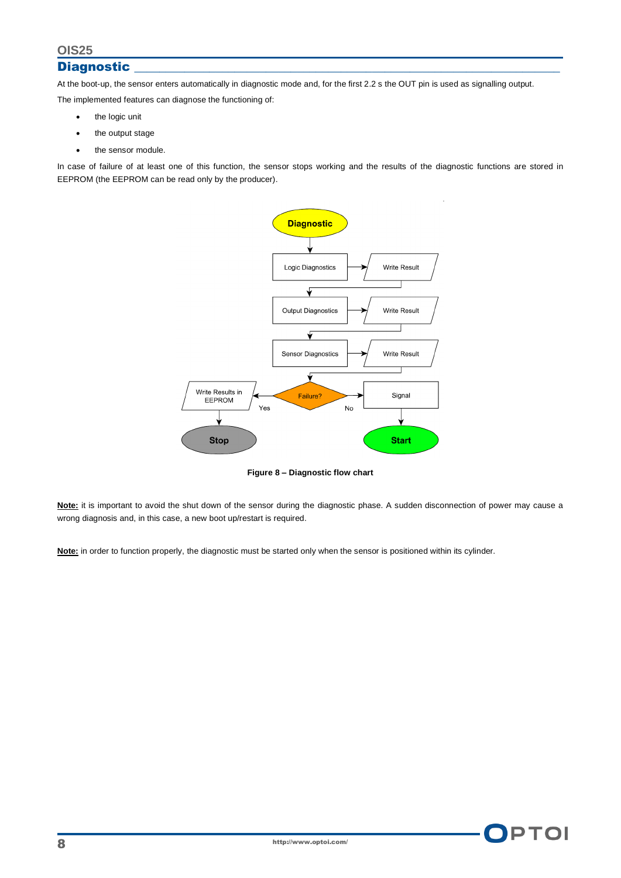## Diagnostic

At the boot-up, the sensor enters automatically in diagnostic mode and, for the first 2.2 s the OUT pin is used as signalling output.

The implemented features can diagnose the functioning of:

- the logic unit
- the output stage
- the sensor module.

In case of failure of at least one of this function, the sensor stops working and the results of the diagnostic functions are stored in EEPROM (the EEPROM can be read only by the producer).

**Figure 8 – Diagnostic flow chart**

**Note:** it is important to avoid the shut down of the sensor during the diagnostic phase. A sudden disconnection of power may cause a wrong diagnosis and, in this case, a new boot up/restart is required.

**Note:** in order to function properly, the diagnostic must be started only when the sensor is positioned within its cylinder.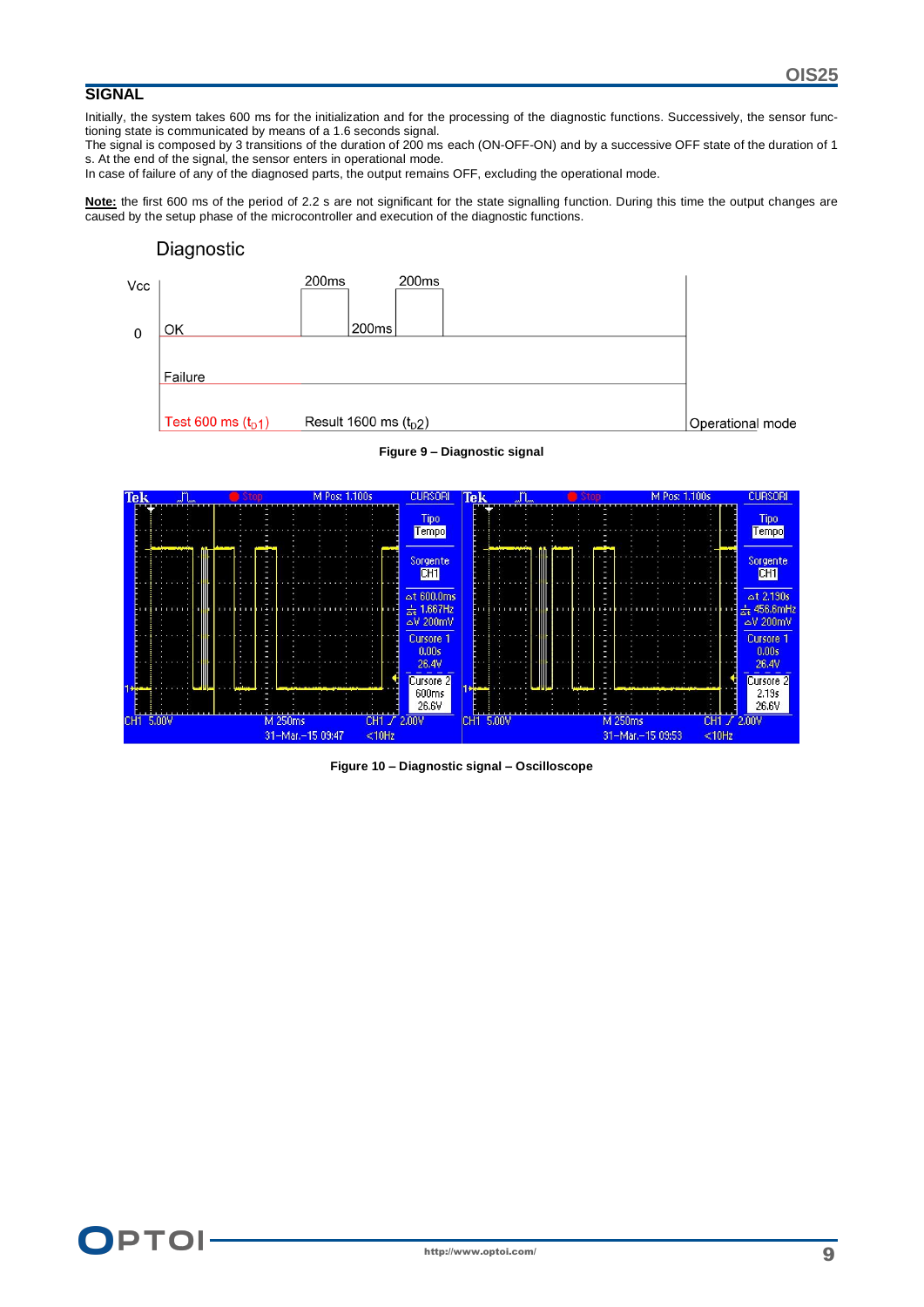## SIGNAL

Initially, the system takes 600 ms for the initialization and for the processing of the diagnostic functions. Successively, the sensor functioning state is communicated by means of a 1.6 seconds signal.
The signal is composed by 3 transitions of the duration of 200 ms each (ON-OFF-ON) and by a successive OFF state of the duration of 1 s. At the end of the signal, the sensor enters in operational mode.
In case of failure of any of the diagnosed parts, the output remains OFF, excluding the operational mode.

**Note:** the first 600 ms of the period of 2.2 s are not significant for the state signalling function. During this time the output changes are caused by the setup phase of the microcontroller and execution of the diagnostic functions.

**Figure 9 – Diagnostic signal**

**Figure 10 – Diagnostic signal – Oscilloscope**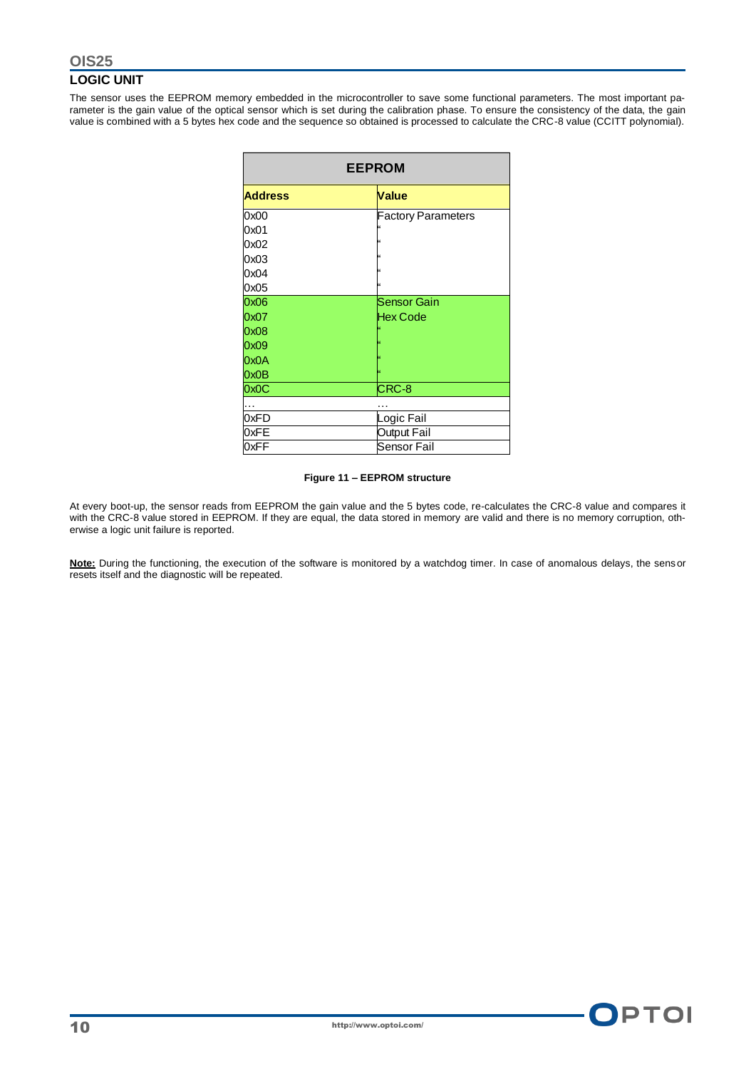## LOGIC UNIT

The sensor uses the EEPROM memory embedded in the microcontroller to save some functional parameters. The most important parameter is the gain value of the optical sensor which is set during the calibration phase. To ensure the consistency of the data, the gain value is combined with a 5 bytes hex code and the sequence so obtained is processed to calculate the CRC-8 value (CCITT polynomial).

| EEPROM | |
|---|---|
| **Address** | **Value** |
| 0x00 | Factory Parameters |
| 0x01 | " |
| 0x02 | " |
| 0x03 | " |
| 0x04 | " |
| 0x05 | " |
| 0x06 | Sensor Gain |
| 0x07 | Hex Code |
| 0x08 | " |
| 0x09 | " |
| 0x0A | " |
| 0x0B | " |
| 0x0C | CRC-8 |
| … | … |
| 0xFD | Logic Fail |
| 0xFE | Output Fail |
| 0xFF | Sensor Fail |

**Figure 11 – EEPROM structure**

At every boot-up, the sensor reads from EEPROM the gain value and the 5 bytes code, re-calculates the CRC-8 value and compares it with the CRC-8 value stored in EEPROM. If they are equal, the data stored in memory are valid and there is no memory corruption, otherwise a logic unit failure is reported.

**Note:** During the functioning, the execution of the software is monitored by a watchdog timer. In case of anomalous delays, the sensor resets itself and the diagnostic will be repeated.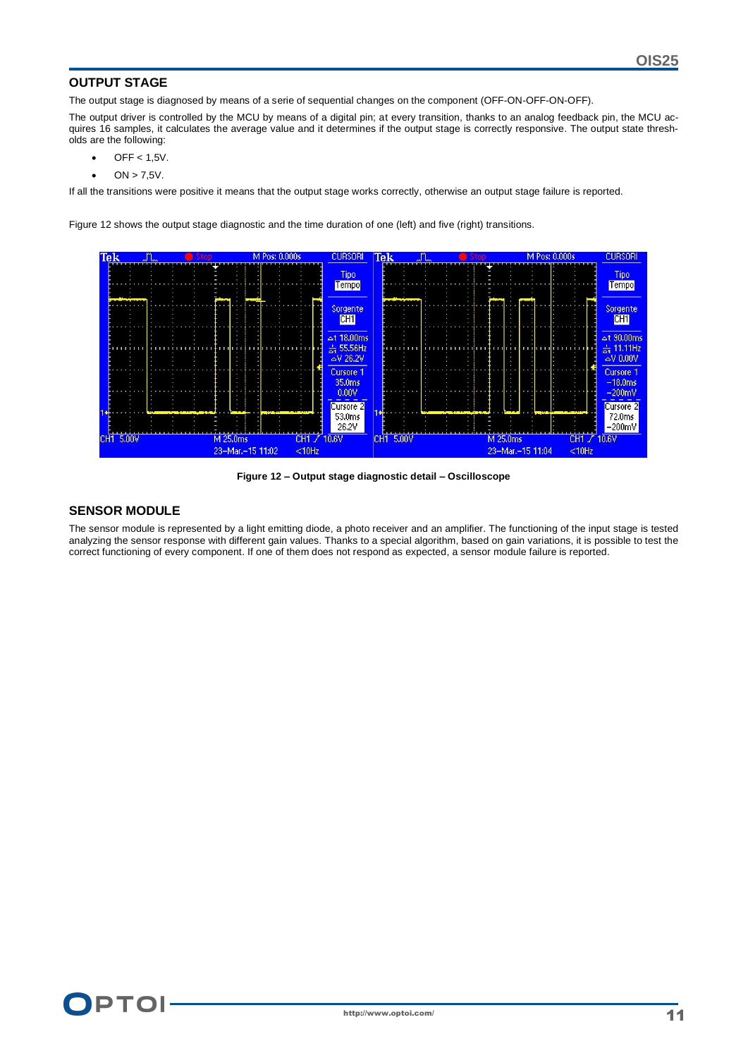## OUTPUT STAGE

The output stage is diagnosed by means of a serie of sequential changes on the component (OFF-ON-OFF-ON-OFF).

The output driver is controlled by the MCU by means of a digital pin; at every transition, thanks to an analog feedback pin, the MCU acquires 16 samples, it calculates the average value and it determines if the output stage is correctly responsive. The output state thresholds are the following:

- OFF < 1,5V.
- ON > 7,5V.

If all the transitions were positive it means that the output stage works correctly, otherwise an output stage failure is reported.

Figure 12 shows the output stage diagnostic and the time duration of one (left) and five (right) transitions.

Tek
Stop
M Pos: 0.000s
CURSORI
Tipo
Tempo
Sorgente
CH1
Δt 18.00ms
1/Δt 55.56Hz
ΔV 26.2V
Cursore 1
35.0ms
0.00V
Cursore 2
53.0ms
26.2V
CH1 5.00V
M 25.0ms
CH1 ⁄ 10.6V
23-Mar-15 11:02
<10Hz

Tek
Stop
M Pos: 0.000s
CURSORI
Tipo
Tempo
Sorgente
CH1
Δt 90.00ms
1/Δt 11.11Hz
ΔV 0.00V
Cursore 1
-18.0ms
-200mV
Cursore 2
72.0ms
-200mV
CH1 5.00V
M 25.0ms
CH1 ⁄ 10.6V
23-Mar-15 11:04
<10Hz

**Figure 12 – Output stage diagnostic detail – Oscilloscope**

## SENSOR MODULE

The sensor module is represented by a light emitting diode, a photo receiver and an amplifier. The functioning of the input stage is tested analyzing the sensor response with different gain values. Thanks to a special algorithm, based on gain variations, it is possible to test the correct functioning of every component. If one of them does not respond as expected, a sensor module failure is reported.